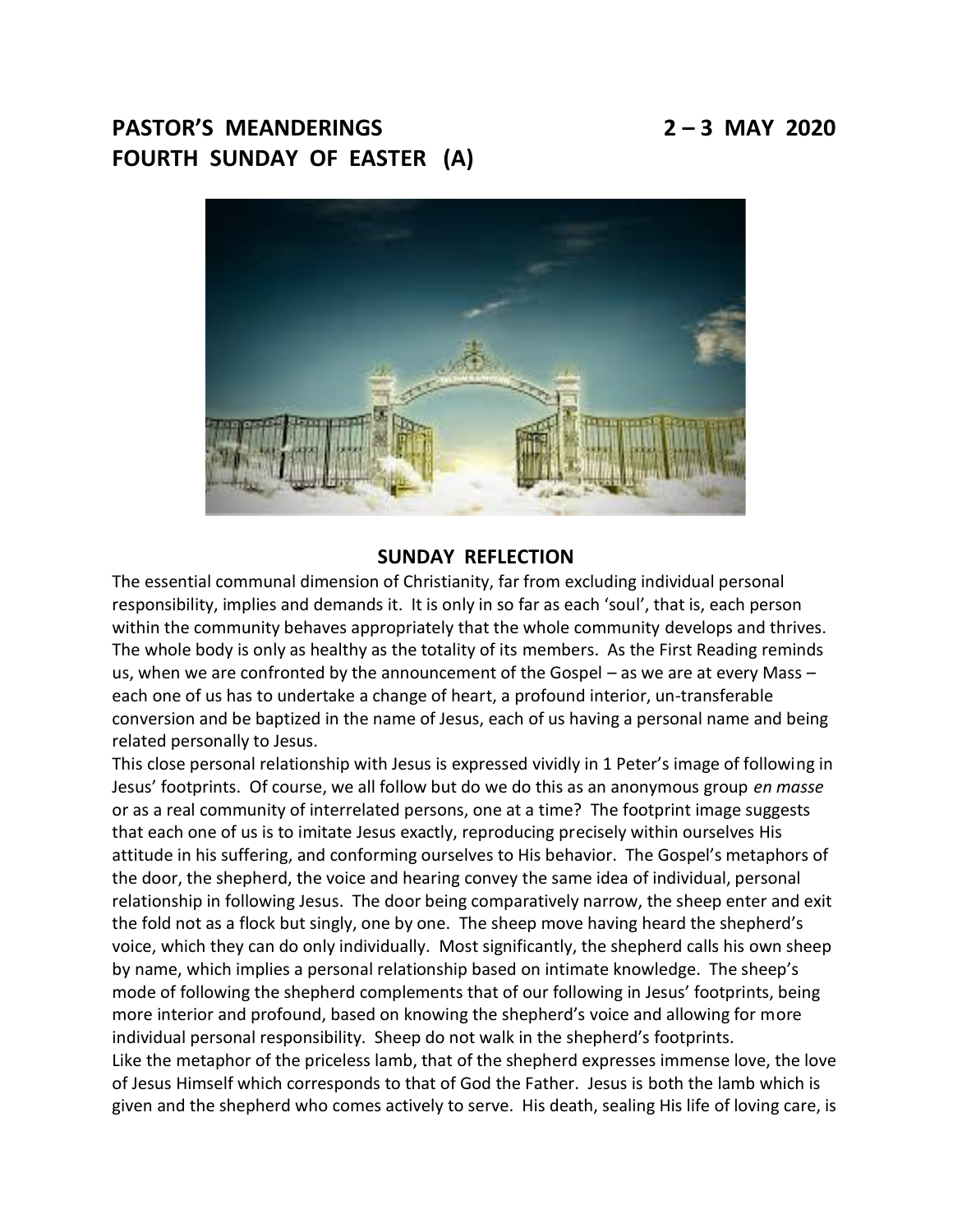# PASTOR'S MEANDERINGS 2 – 3 MAY 2020
# FOURTH SUNDAY OF EASTER (A)

## SUNDAY REFLECTION

The essential communal dimension of Christianity, far from excluding individual personal responsibility, implies and demands it. It is only in so far as each 'soul', that is, each person within the community behaves appropriately that the whole community develops and thrives. The whole body is only as healthy as the totality of its members. As the First Reading reminds us, when we are confronted by the announcement of the Gospel – as we are at every Mass – each one of us has to undertake a change of heart, a profound interior, un-transferable conversion and be baptized in the name of Jesus, each of us having a personal name and being related personally to Jesus.

This close personal relationship with Jesus is expressed vividly in 1 Peter's image of following in Jesus' footprints. Of course, we all follow but do we do this as an anonymous group *en masse* or as a real community of interrelated persons, one at a time? The footprint image suggests that each one of us is to imitate Jesus exactly, reproducing precisely within ourselves His attitude in his suffering, and conforming ourselves to His behavior. The Gospel's metaphors of the door, the shepherd, the voice and hearing convey the same idea of individual, personal relationship in following Jesus. The door being comparatively narrow, the sheep enter and exit the fold not as a flock but singly, one by one. The sheep move having heard the shepherd's voice, which they can do only individually. Most significantly, the shepherd calls his own sheep by name, which implies a personal relationship based on intimate knowledge. The sheep's mode of following the shepherd complements that of our following in Jesus' footprints, being more interior and profound, based on knowing the shepherd's voice and allowing for more individual personal responsibility. Sheep do not walk in the shepherd's footprints.

Like the metaphor of the priceless lamb, that of the shepherd expresses immense love, the love of Jesus Himself which corresponds to that of God the Father. Jesus is both the lamb which is given and the shepherd who comes actively to serve. His death, sealing His life of loving care, is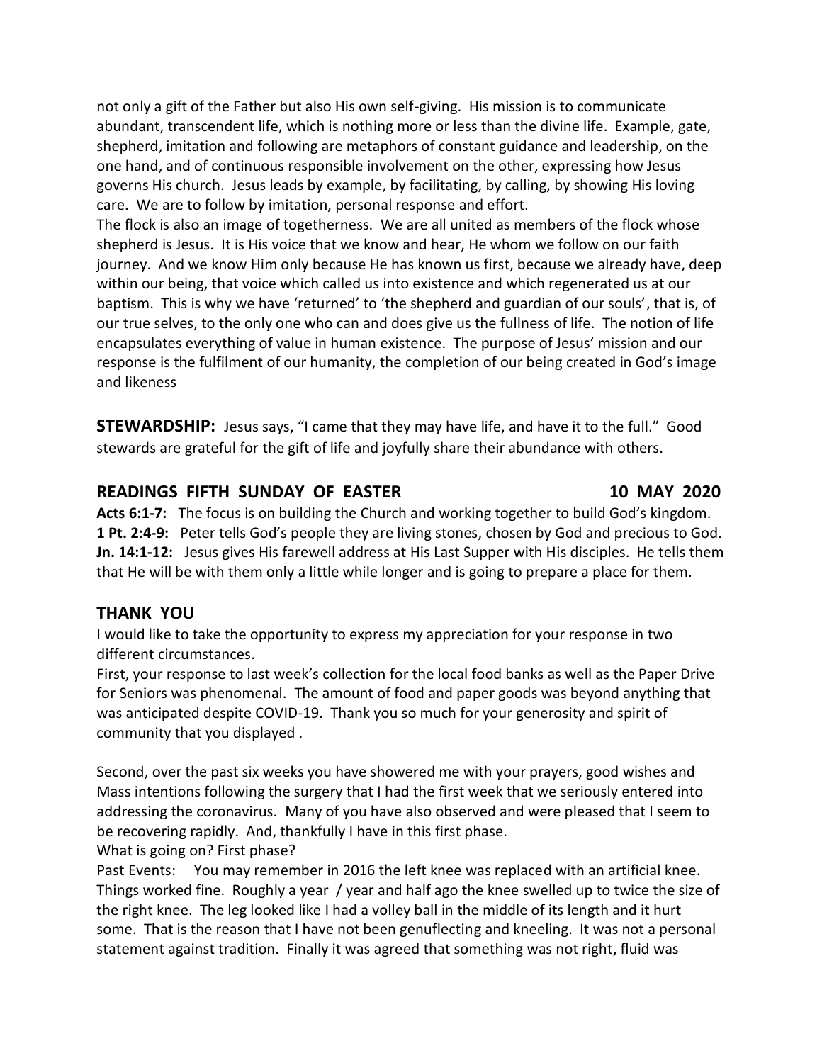not only a gift of the Father but also His own self-giving. His mission is to communicate abundant, transcendent life, which is nothing more or less than the divine life. Example, gate, shepherd, imitation and following are metaphors of constant guidance and leadership, on the one hand, and of continuous responsible involvement on the other, expressing how Jesus governs His church. Jesus leads by example, by facilitating, by calling, by showing His loving care. We are to follow by imitation, personal response and effort.

The flock is also an image of togetherness. We are all united as members of the flock whose shepherd is Jesus. It is His voice that we know and hear, He whom we follow on our faith journey. And we know Him only because He has known us first, because we already have, deep within our being, that voice which called us into existence and which regenerated us at our baptism. This is why we have 'returned' to 'the shepherd and guardian of our souls', that is, of our true selves, to the only one who can and does give us the fullness of life. The notion of life encapsulates everything of value in human existence. The purpose of Jesus' mission and our response is the fulfilment of our humanity, the completion of our being created in God's image and likeness

**STEWARDSHIP:** Jesus says, "I came that they may have life, and have it to the full." Good stewards are grateful for the gift of life and joyfully share their abundance with others.

## READINGS FIFTH SUNDAY OF EASTER 10 MAY 2020

**Acts 6:1-7:** The focus is on building the Church and working together to build God's kingdom.
**1 Pt. 2:4-9:** Peter tells God's people they are living stones, chosen by God and precious to God.
**Jn. 14:1-12:** Jesus gives His farewell address at His Last Supper with His disciples. He tells them that He will be with them only a little while longer and is going to prepare a place for them.

## THANK YOU

I would like to take the opportunity to express my appreciation for your response in two different circumstances.

First, your response to last week's collection for the local food banks as well as the Paper Drive for Seniors was phenomenal. The amount of food and paper goods was beyond anything that was anticipated despite COVID-19. Thank you so much for your generosity and spirit of community that you displayed .

Second, over the past six weeks you have showered me with your prayers, good wishes and Mass intentions following the surgery that I had the first week that we seriously entered into addressing the coronavirus. Many of you have also observed and were pleased that I seem to be recovering rapidly. And, thankfully I have in this first phase.

What is going on? First phase?

Past Events: You may remember in 2016 the left knee was replaced with an artificial knee. Things worked fine. Roughly a year / year and half ago the knee swelled up to twice the size of the right knee. The leg looked like I had a volley ball in the middle of its length and it hurt some. That is the reason that I have not been genuflecting and kneeling. It was not a personal statement against tradition. Finally it was agreed that something was not right, fluid was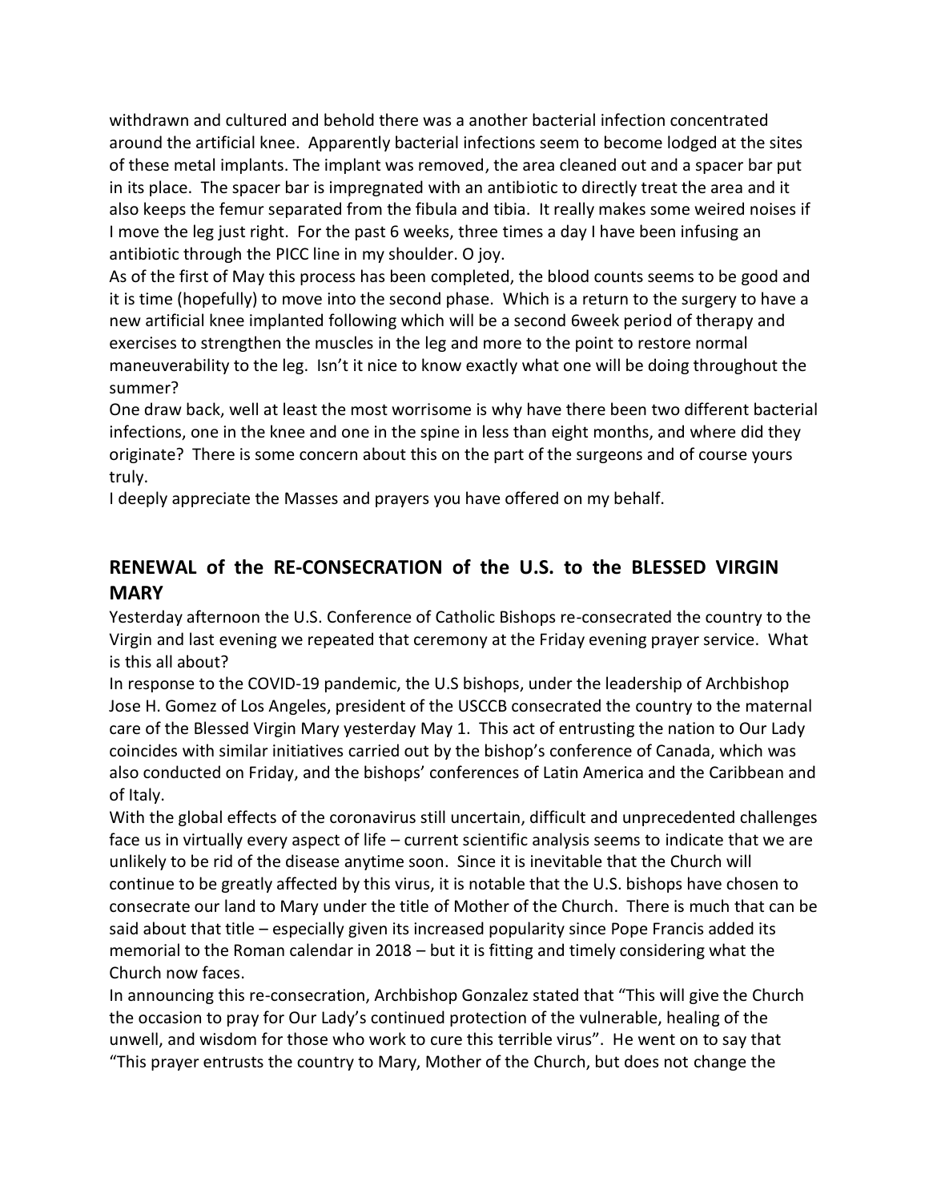withdrawn and cultured and behold there was a another bacterial infection concentrated around the artificial knee. Apparently bacterial infections seem to become lodged at the sites of these metal implants. The implant was removed, the area cleaned out and a spacer bar put in its place. The spacer bar is impregnated with an antibiotic to directly treat the area and it also keeps the femur separated from the fibula and tibia. It really makes some weired noises if I move the leg just right. For the past 6 weeks, three times a day I have been infusing an antibiotic through the PICC line in my shoulder. O joy.

As of the first of May this process has been completed, the blood counts seems to be good and it is time (hopefully) to move into the second phase. Which is a return to the surgery to have a new artificial knee implanted following which will be a second 6week period of therapy and exercises to strengthen the muscles in the leg and more to the point to restore normal maneuverability to the leg. Isn't it nice to know exactly what one will be doing throughout the summer?

One draw back, well at least the most worrisome is why have there been two different bacterial infections, one in the knee and one in the spine in less than eight months, and where did they originate? There is some concern about this on the part of the surgeons and of course yours truly.

I deeply appreciate the Masses and prayers you have offered on my behalf.

## RENEWAL of the RE-CONSECRATION of the U.S. to the BLESSED VIRGIN MARY

Yesterday afternoon the U.S. Conference of Catholic Bishops re-consecrated the country to the Virgin and last evening we repeated that ceremony at the Friday evening prayer service. What is this all about?

In response to the COVID-19 pandemic, the U.S bishops, under the leadership of Archbishop Jose H. Gomez of Los Angeles, president of the USCCB consecrated the country to the maternal care of the Blessed Virgin Mary yesterday May 1. This act of entrusting the nation to Our Lady coincides with similar initiatives carried out by the bishop's conference of Canada, which was also conducted on Friday, and the bishops' conferences of Latin America and the Caribbean and of Italy.

With the global effects of the coronavirus still uncertain, difficult and unprecedented challenges face us in virtually every aspect of life – current scientific analysis seems to indicate that we are unlikely to be rid of the disease anytime soon. Since it is inevitable that the Church will continue to be greatly affected by this virus, it is notable that the U.S. bishops have chosen to consecrate our land to Mary under the title of Mother of the Church. There is much that can be said about that title – especially given its increased popularity since Pope Francis added its memorial to the Roman calendar in 2018 – but it is fitting and timely considering what the Church now faces.

In announcing this re-consecration, Archbishop Gonzalez stated that "This will give the Church the occasion to pray for Our Lady's continued protection of the vulnerable, healing of the unwell, and wisdom for those who work to cure this terrible virus". He went on to say that "This prayer entrusts the country to Mary, Mother of the Church, but does not change the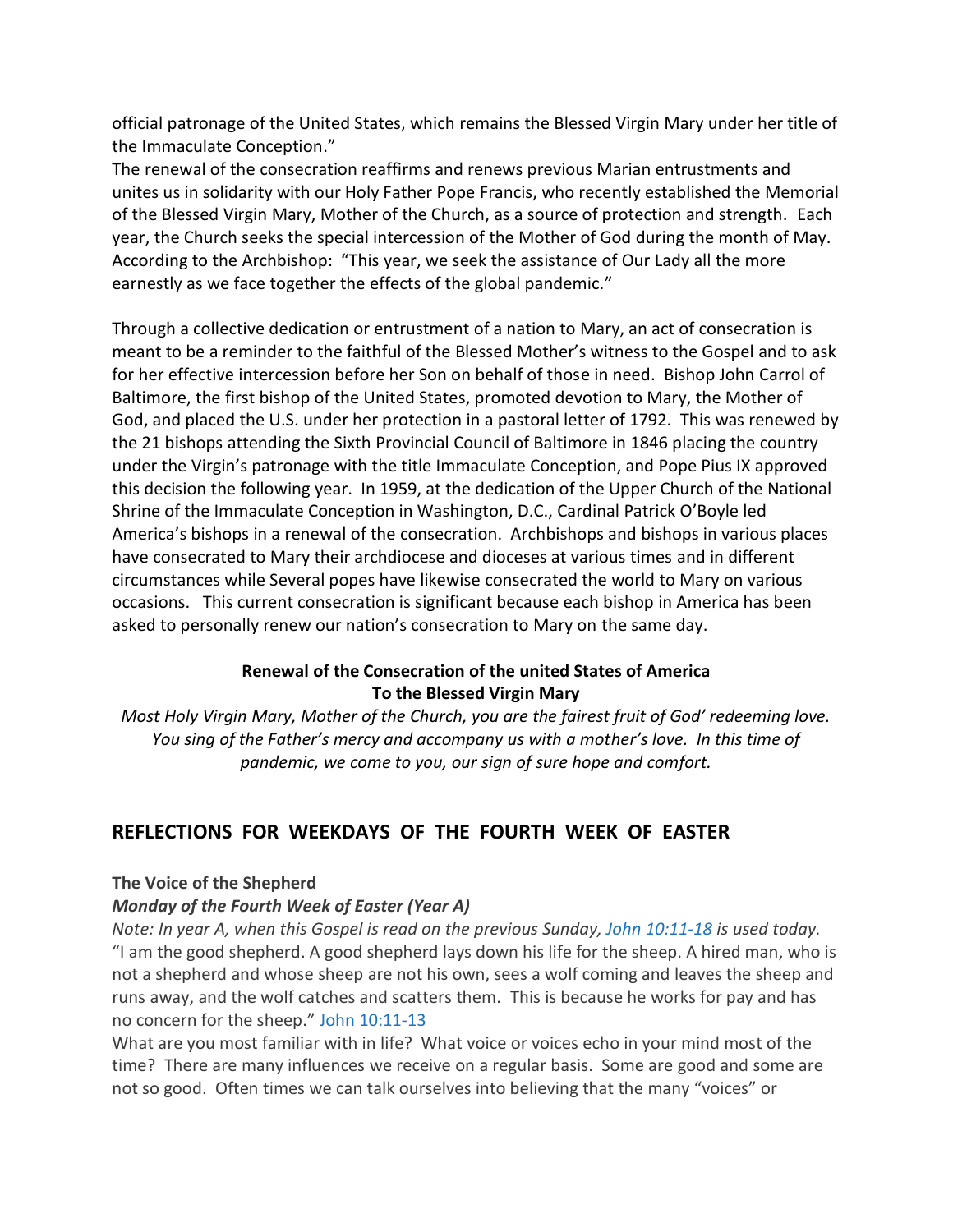official patronage of the United States, which remains the Blessed Virgin Mary under her title of the Immaculate Conception."

The renewal of the consecration reaffirms and renews previous Marian entrustments and unites us in solidarity with our Holy Father Pope Francis, who recently established the Memorial of the Blessed Virgin Mary, Mother of the Church, as a source of protection and strength. Each year, the Church seeks the special intercession of the Mother of God during the month of May. According to the Archbishop: "This year, we seek the assistance of Our Lady all the more earnestly as we face together the effects of the global pandemic."

Through a collective dedication or entrustment of a nation to Mary, an act of consecration is meant to be a reminder to the faithful of the Blessed Mother's witness to the Gospel and to ask for her effective intercession before her Son on behalf of those in need. Bishop John Carrol of Baltimore, the first bishop of the United States, promoted devotion to Mary, the Mother of God, and placed the U.S. under her protection in a pastoral letter of 1792. This was renewed by the 21 bishops attending the Sixth Provincial Council of Baltimore in 1846 placing the country under the Virgin's patronage with the title Immaculate Conception, and Pope Pius IX approved this decision the following year. In 1959, at the dedication of the Upper Church of the National Shrine of the Immaculate Conception in Washington, D.C., Cardinal Patrick O'Boyle led America's bishops in a renewal of the consecration. Archbishops and bishops in various places have consecrated to Mary their archdiocese and dioceses at various times and in different circumstances while Several popes have likewise consecrated the world to Mary on various occasions. This current consecration is significant because each bishop in America has been asked to personally renew our nation's consecration to Mary on the same day.

**Renewal of the Consecration of the united States of America**
**To the Blessed Virgin Mary**

*Most Holy Virgin Mary, Mother of the Church, you are the fairest fruit of God' redeeming love. You sing of the Father's mercy and accompany us with a mother's love. In this time of pandemic, we come to you, our sign of sure hope and comfort.*

## REFLECTIONS FOR WEEKDAYS OF THE FOURTH WEEK OF EASTER

**The Voice of the Shepherd**

***Monday of the Fourth Week of Easter (Year A)***

*Note: In year A, when this Gospel is read on the previous Sunday, John 10:11-18 is used today.*

"I am the good shepherd. A good shepherd lays down his life for the sheep. A hired man, who is not a shepherd and whose sheep are not his own, sees a wolf coming and leaves the sheep and runs away, and the wolf catches and scatters them. This is because he works for pay and has no concern for the sheep." John 10:11-13

What are you most familiar with in life? What voice or voices echo in your mind most of the time? There are many influences we receive on a regular basis. Some are good and some are not so good. Often times we can talk ourselves into believing that the many "voices" or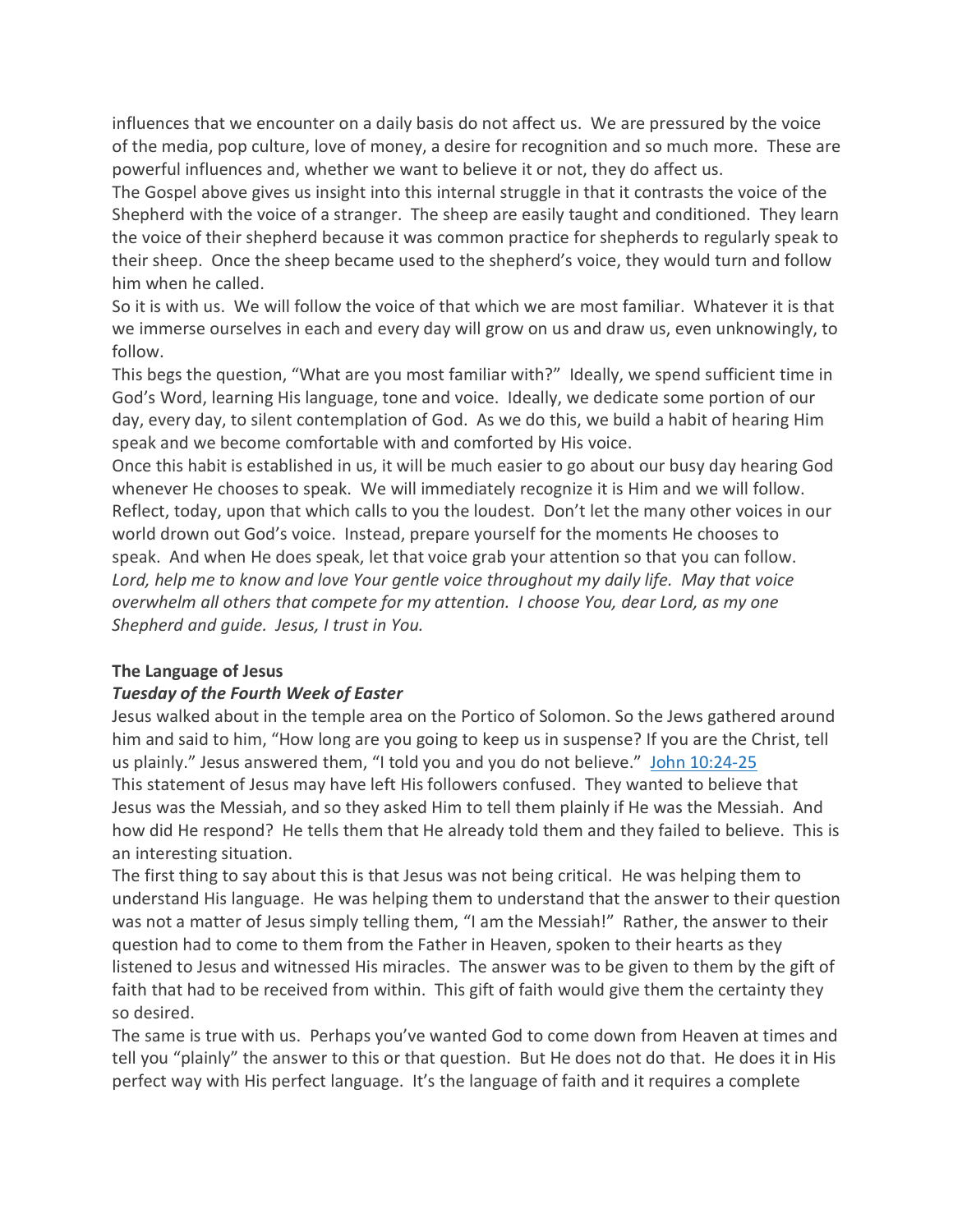influences that we encounter on a daily basis do not affect us. We are pressured by the voice of the media, pop culture, love of money, a desire for recognition and so much more. These are powerful influences and, whether we want to believe it or not, they do affect us.

The Gospel above gives us insight into this internal struggle in that it contrasts the voice of the Shepherd with the voice of a stranger. The sheep are easily taught and conditioned. They learn the voice of their shepherd because it was common practice for shepherds to regularly speak to their sheep. Once the sheep became used to the shepherd's voice, they would turn and follow him when he called.

So it is with us. We will follow the voice of that which we are most familiar. Whatever it is that we immerse ourselves in each and every day will grow on us and draw us, even unknowingly, to follow.

This begs the question, "What are you most familiar with?" Ideally, we spend sufficient time in God's Word, learning His language, tone and voice. Ideally, we dedicate some portion of our day, every day, to silent contemplation of God. As we do this, we build a habit of hearing Him speak and we become comfortable with and comforted by His voice.

Once this habit is established in us, it will be much easier to go about our busy day hearing God whenever He chooses to speak. We will immediately recognize it is Him and we will follow.

Reflect, today, upon that which calls to you the loudest. Don't let the many other voices in our world drown out God's voice. Instead, prepare yourself for the moments He chooses to speak. And when He does speak, let that voice grab your attention so that you can follow.

*Lord, help me to know and love Your gentle voice throughout my daily life. May that voice overwhelm all others that compete for my attention. I choose You, dear Lord, as my one Shepherd and guide. Jesus, I trust in You.*

**The Language of Jesus**

***Tuesday of the Fourth Week of Easter***

Jesus walked about in the temple area on the Portico of Solomon. So the Jews gathered around him and said to him, "How long are you going to keep us in suspense? If you are the Christ, tell us plainly." Jesus answered them, "I told you and you do not believe." John 10:24-25

This statement of Jesus may have left His followers confused. They wanted to believe that Jesus was the Messiah, and so they asked Him to tell them plainly if He was the Messiah. And how did He respond? He tells them that He already told them and they failed to believe. This is an interesting situation.

The first thing to say about this is that Jesus was not being critical. He was helping them to understand His language. He was helping them to understand that the answer to their question was not a matter of Jesus simply telling them, "I am the Messiah!" Rather, the answer to their question had to come to them from the Father in Heaven, spoken to their hearts as they listened to Jesus and witnessed His miracles. The answer was to be given to them by the gift of faith that had to be received from within. This gift of faith would give them the certainty they so desired.

The same is true with us. Perhaps you've wanted God to come down from Heaven at times and tell you "plainly" the answer to this or that question. But He does not do that. He does it in His perfect way with His perfect language. It's the language of faith and it requires a complete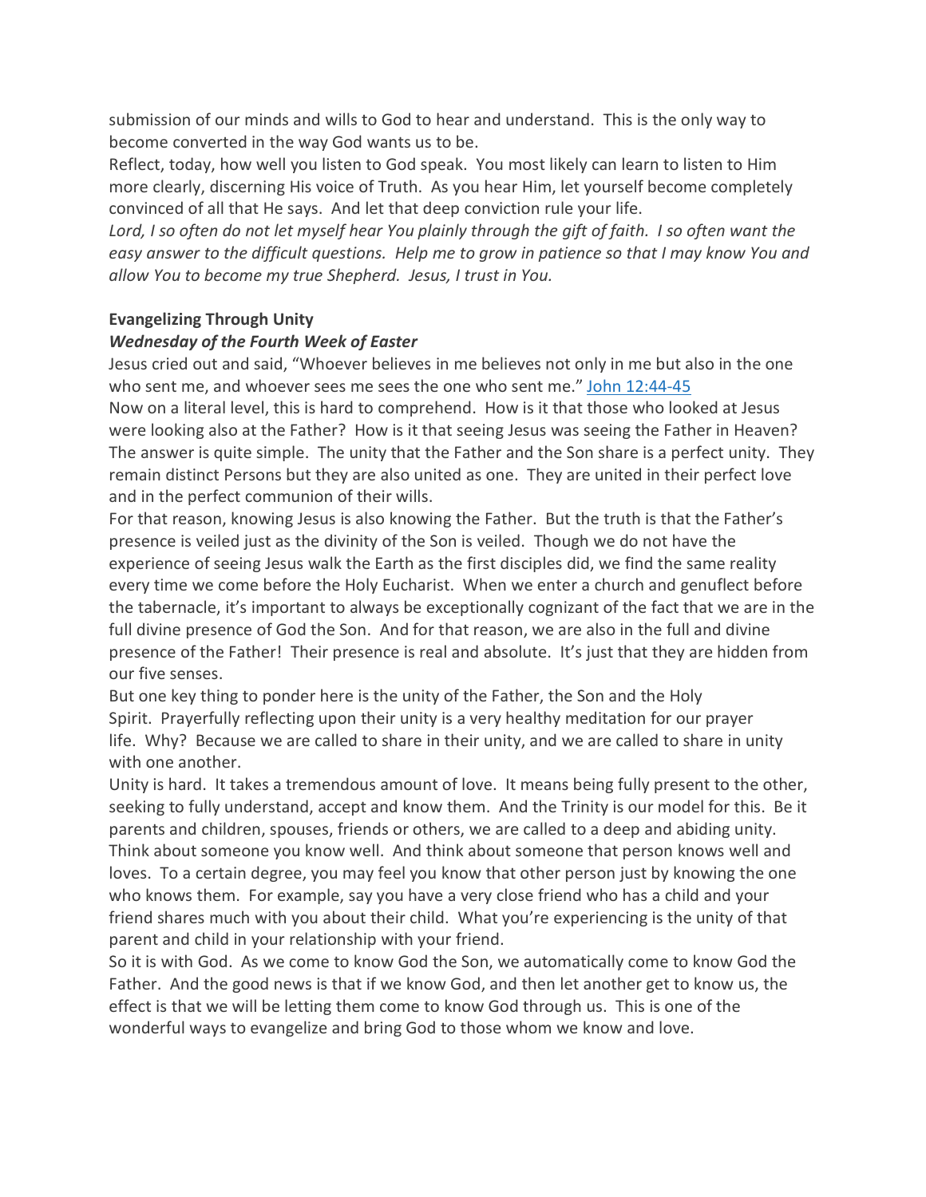submission of our minds and wills to God to hear and understand. This is the only way to become converted in the way God wants us to be.

Reflect, today, how well you listen to God speak. You most likely can learn to listen to Him more clearly, discerning His voice of Truth. As you hear Him, let yourself become completely convinced of all that He says. And let that deep conviction rule your life.

*Lord, I so often do not let myself hear You plainly through the gift of faith. I so often want the easy answer to the difficult questions. Help me to grow in patience so that I may know You and allow You to become my true Shepherd. Jesus, I trust in You.*

**Evangelizing Through Unity**

***Wednesday of the Fourth Week of Easter***

Jesus cried out and said, "Whoever believes in me believes not only in me but also in the one who sent me, and whoever sees me sees the one who sent me." John 12:44-45

Now on a literal level, this is hard to comprehend. How is it that those who looked at Jesus were looking also at the Father? How is it that seeing Jesus was seeing the Father in Heaven? The answer is quite simple. The unity that the Father and the Son share is a perfect unity. They remain distinct Persons but they are also united as one. They are united in their perfect love and in the perfect communion of their wills.

For that reason, knowing Jesus is also knowing the Father. But the truth is that the Father's presence is veiled just as the divinity of the Son is veiled. Though we do not have the experience of seeing Jesus walk the Earth as the first disciples did, we find the same reality every time we come before the Holy Eucharist. When we enter a church and genuflect before the tabernacle, it's important to always be exceptionally cognizant of the fact that we are in the full divine presence of God the Son. And for that reason, we are also in the full and divine presence of the Father! Their presence is real and absolute. It's just that they are hidden from our five senses.

But one key thing to ponder here is the unity of the Father, the Son and the Holy Spirit. Prayerfully reflecting upon their unity is a very healthy meditation for our prayer life. Why? Because we are called to share in their unity, and we are called to share in unity with one another.

Unity is hard. It takes a tremendous amount of love. It means being fully present to the other, seeking to fully understand, accept and know them. And the Trinity is our model for this. Be it parents and children, spouses, friends or others, we are called to a deep and abiding unity.

Think about someone you know well. And think about someone that person knows well and loves. To a certain degree, you may feel you know that other person just by knowing the one who knows them. For example, say you have a very close friend who has a child and your friend shares much with you about their child. What you're experiencing is the unity of that parent and child in your relationship with your friend.

So it is with God. As we come to know God the Son, we automatically come to know God the Father. And the good news is that if we know God, and then let another get to know us, the effect is that we will be letting them come to know God through us. This is one of the wonderful ways to evangelize and bring God to those whom we know and love.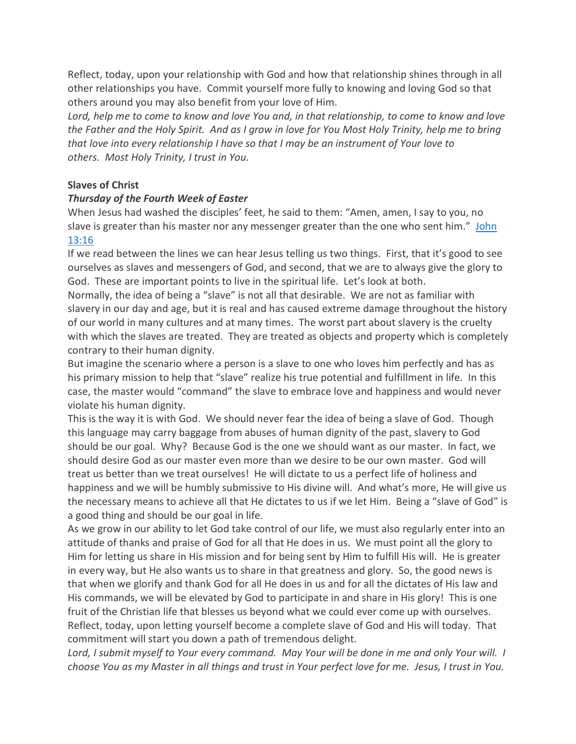Reflect, today, upon your relationship with God and how that relationship shines through in all other relationships you have. Commit yourself more fully to knowing and loving God so that others around you may also benefit from your love of Him.

*Lord, help me to come to know and love You and, in that relationship, to come to know and love the Father and the Holy Spirit. And as I grow in love for You Most Holy Trinity, help me to bring that love into every relationship I have so that I may be an instrument of Your love to others. Most Holy Trinity, I trust in You.*

**Slaves of Christ**

***Thursday of the Fourth Week of Easter***

When Jesus had washed the disciples' feet, he said to them: "Amen, amen, I say to you, no slave is greater than his master nor any messenger greater than the one who sent him." John 13:16

If we read between the lines we can hear Jesus telling us two things. First, that it's good to see ourselves as slaves and messengers of God, and second, that we are to always give the glory to God. These are important points to live in the spiritual life. Let's look at both.

Normally, the idea of being a "slave" is not all that desirable. We are not as familiar with slavery in our day and age, but it is real and has caused extreme damage throughout the history of our world in many cultures and at many times. The worst part about slavery is the cruelty with which the slaves are treated. They are treated as objects and property which is completely contrary to their human dignity.

But imagine the scenario where a person is a slave to one who loves him perfectly and has as his primary mission to help that "slave" realize his true potential and fulfillment in life. In this case, the master would "command" the slave to embrace love and happiness and would never violate his human dignity.

This is the way it is with God. We should never fear the idea of being a slave of God. Though this language may carry baggage from abuses of human dignity of the past, slavery to God should be our goal. Why? Because God is the one we should want as our master. In fact, we should desire God as our master even more than we desire to be our own master. God will treat us better than we treat ourselves! He will dictate to us a perfect life of holiness and happiness and we will be humbly submissive to His divine will. And what's more, He will give us the necessary means to achieve all that He dictates to us if we let Him. Being a "slave of God" is a good thing and should be our goal in life.

As we grow in our ability to let God take control of our life, we must also regularly enter into an attitude of thanks and praise of God for all that He does in us. We must point all the glory to Him for letting us share in His mission and for being sent by Him to fulfill His will. He is greater in every way, but He also wants us to share in that greatness and glory. So, the good news is that when we glorify and thank God for all He does in us and for all the dictates of His law and His commands, we will be elevated by God to participate in and share in His glory! This is one fruit of the Christian life that blesses us beyond what we could ever come up with ourselves.

Reflect, today, upon letting yourself become a complete slave of God and His will today. That commitment will start you down a path of tremendous delight.

*Lord, I submit myself to Your every command. May Your will be done in me and only Your will. I choose You as my Master in all things and trust in Your perfect love for me. Jesus, I trust in You.*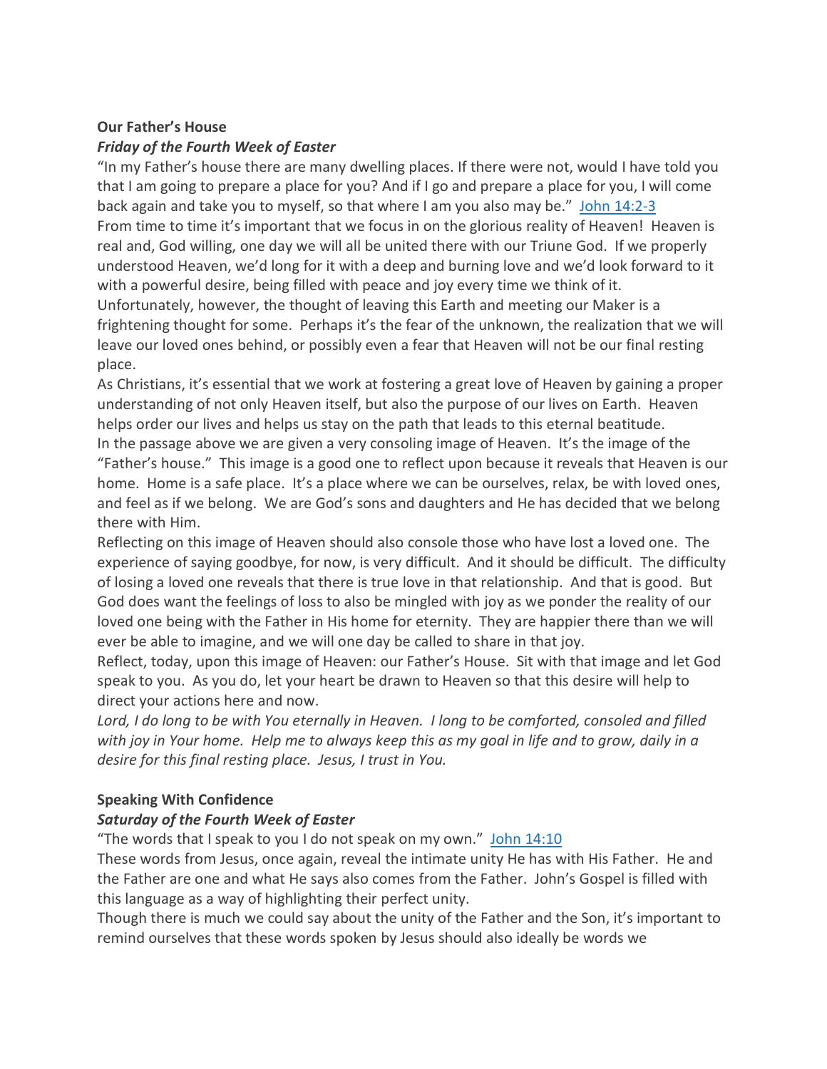**Our Father's House**

***Friday of the Fourth Week of Easter***

"In my Father's house there are many dwelling places. If there were not, would I have told you that I am going to prepare a place for you? And if I go and prepare a place for you, I will come back again and take you to myself, so that where I am you also may be." [John 14:2-3]

From time to time it's important that we focus in on the glorious reality of Heaven! Heaven is real and, God willing, one day we will all be united there with our Triune God. If we properly understood Heaven, we'd long for it with a deep and burning love and we'd look forward to it with a powerful desire, being filled with peace and joy every time we think of it.

Unfortunately, however, the thought of leaving this Earth and meeting our Maker is a frightening thought for some. Perhaps it's the fear of the unknown, the realization that we will leave our loved ones behind, or possibly even a fear that Heaven will not be our final resting place.

As Christians, it's essential that we work at fostering a great love of Heaven by gaining a proper understanding of not only Heaven itself, but also the purpose of our lives on Earth. Heaven helps order our lives and helps us stay on the path that leads to this eternal beatitude.

In the passage above we are given a very consoling image of Heaven. It's the image of the "Father's house." This image is a good one to reflect upon because it reveals that Heaven is our home. Home is a safe place. It's a place where we can be ourselves, relax, be with loved ones, and feel as if we belong. We are God's sons and daughters and He has decided that we belong there with Him.

Reflecting on this image of Heaven should also console those who have lost a loved one. The experience of saying goodbye, for now, is very difficult. And it should be difficult. The difficulty of losing a loved one reveals that there is true love in that relationship. And that is good. But God does want the feelings of loss to also be mingled with joy as we ponder the reality of our loved one being with the Father in His home for eternity. They are happier there than we will ever be able to imagine, and we will one day be called to share in that joy.

Reflect, today, upon this image of Heaven: our Father's House. Sit with that image and let God speak to you. As you do, let your heart be drawn to Heaven so that this desire will help to direct your actions here and now.

*Lord, I do long to be with You eternally in Heaven. I long to be comforted, consoled and filled with joy in Your home. Help me to always keep this as my goal in life and to grow, daily in a desire for this final resting place. Jesus, I trust in You.*

**Speaking With Confidence**

***Saturday of the Fourth Week of Easter***

"The words that I speak to you I do not speak on my own." [John 14:10]

These words from Jesus, once again, reveal the intimate unity He has with His Father. He and the Father are one and what He says also comes from the Father. John's Gospel is filled with this language as a way of highlighting their perfect unity.

Though there is much we could say about the unity of the Father and the Son, it's important to remind ourselves that these words spoken by Jesus should also ideally be words we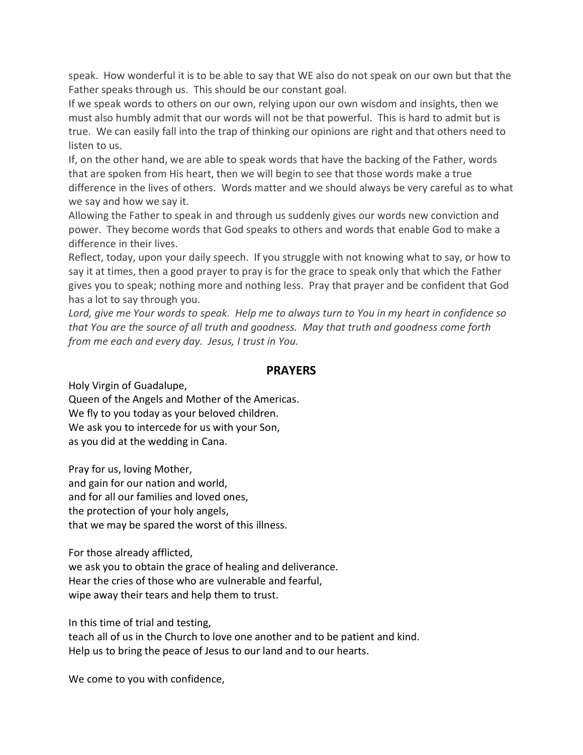speak. How wonderful it is to be able to say that WE also do not speak on our own but that the Father speaks through us. This should be our constant goal.

If we speak words to others on our own, relying upon our own wisdom and insights, then we must also humbly admit that our words will not be that powerful. This is hard to admit but is true. We can easily fall into the trap of thinking our opinions are right and that others need to listen to us.

If, on the other hand, we are able to speak words that have the backing of the Father, words that are spoken from His heart, then we will begin to see that those words make a true difference in the lives of others. Words matter and we should always be very careful as to what we say and how we say it.

Allowing the Father to speak in and through us suddenly gives our words new conviction and power. They become words that God speaks to others and words that enable God to make a difference in their lives.

Reflect, today, upon your daily speech. If you struggle with not knowing what to say, or how to say it at times, then a good prayer to pray is for the grace to speak only that which the Father gives you to speak; nothing more and nothing less. Pray that prayer and be confident that God has a lot to say through you.

*Lord, give me Your words to speak. Help me to always turn to You in my heart in confidence so that You are the source of all truth and goodness. May that truth and goodness come forth from me each and every day. Jesus, I trust in You.*

## PRAYERS

Holy Virgin of Guadalupe,
Queen of the Angels and Mother of the Americas.
We fly to you today as your beloved children.
We ask you to intercede for us with your Son,
as you did at the wedding in Cana.

Pray for us, loving Mother,
and gain for our nation and world,
and for all our families and loved ones,
the protection of your holy angels,
that we may be spared the worst of this illness.

For those already afflicted,
we ask you to obtain the grace of healing and deliverance.
Hear the cries of those who are vulnerable and fearful,
wipe away their tears and help them to trust.

In this time of trial and testing,
teach all of us in the Church to love one another and to be patient and kind.
Help us to bring the peace of Jesus to our land and to our hearts.

We come to you with confidence,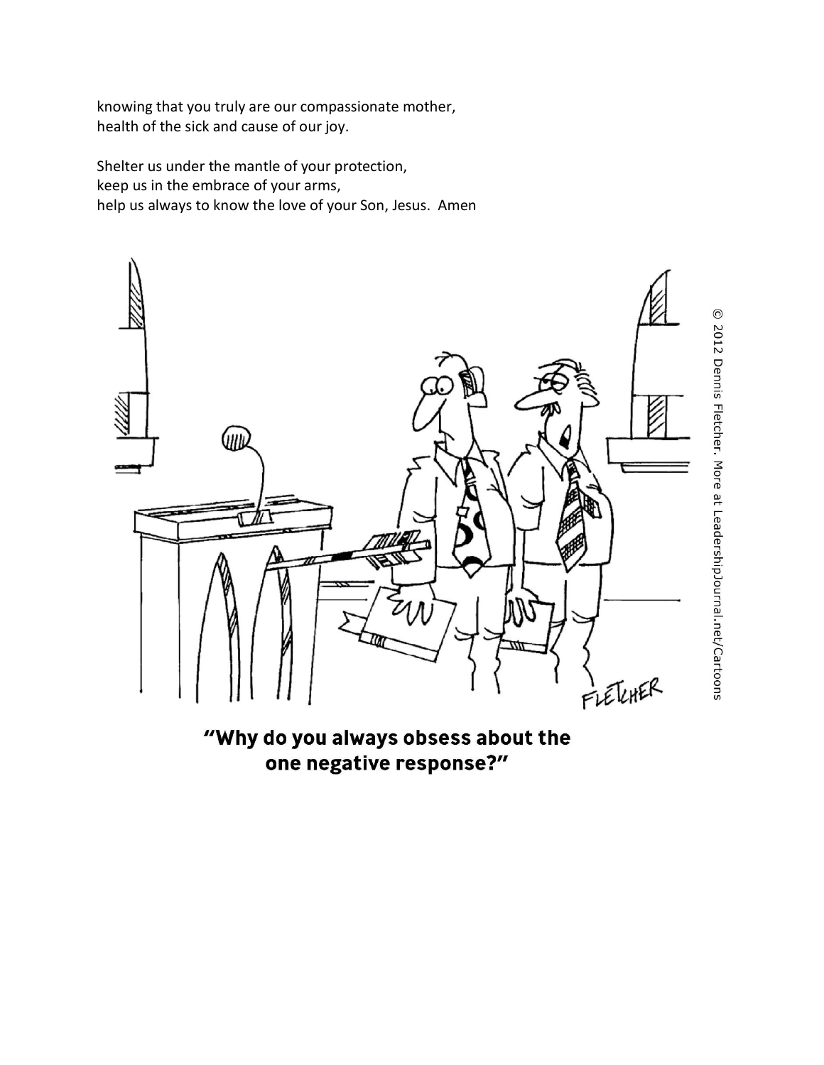knowing that you truly are our compassionate mother,
health of the sick and cause of our joy.

Shelter us under the mantle of your protection,
keep us in the embrace of your arms,
help us always to know the love of your Son, Jesus. Amen

**"Why do you always obsess about the one negative response?"**

© 2012 Dennis Fletcher. More at LeadershipJournal.net/Cartoons